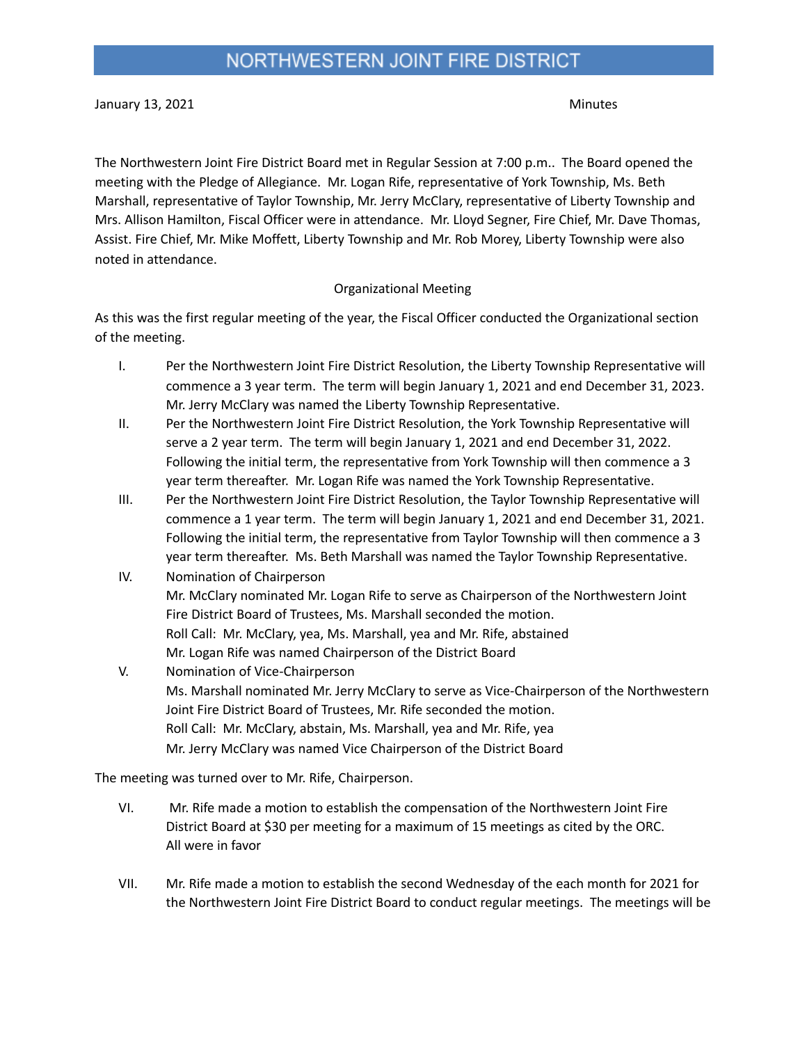# NORTHWESTERN JOINT FIRE DISTRICT

January 13, 2021 Minutes

The Northwestern Joint Fire District Board met in Regular Session at 7:00 p.m.. The Board opened the meeting with the Pledge of Allegiance. Mr. Logan Rife, representative of York Township, Ms. Beth Marshall, representative of Taylor Township, Mr. Jerry McClary, representative of Liberty Township and Mrs. Allison Hamilton, Fiscal Officer were in attendance. Mr. Lloyd Segner, Fire Chief, Mr. Dave Thomas, Assist. Fire Chief, Mr. Mike Moffett, Liberty Township and Mr. Rob Morey, Liberty Township were also noted in attendance.

## Organizational Meeting

As this was the first regular meeting of the year, the Fiscal Officer conducted the Organizational section of the meeting.

I. Per the Northwestern Joint Fire District Resolution, the Liberty Township Representative will commence a 3 year term. The term will begin January 1, 2021 and end December 31, 2023. Mr. Jerry McClary was named the Liberty Township Representative.

II. Per the Northwestern Joint Fire District Resolution, the York Township Representative will serve a 2 year term. The term will begin January 1, 2021 and end December 31, 2022. Following the initial term, the representative from York Township will then commence a 3 year term thereafter. Mr. Logan Rife was named the York Township Representative.

III. Per the Northwestern Joint Fire District Resolution, the Taylor Township Representative will commence a 1 year term. The term will begin January 1, 2021 and end December 31, 2021. Following the initial term, the representative from Taylor Township will then commence a 3 year term thereafter. Ms. Beth Marshall was named the Taylor Township Representative.

IV. Nomination of Chairperson
Mr. McClary nominated Mr. Logan Rife to serve as Chairperson of the Northwestern Joint Fire District Board of Trustees, Ms. Marshall seconded the motion.
Roll Call: Mr. McClary, yea, Ms. Marshall, yea and Mr. Rife, abstained
Mr. Logan Rife was named Chairperson of the District Board

V. Nomination of Vice-Chairperson
Ms. Marshall nominated Mr. Jerry McClary to serve as Vice-Chairperson of the Northwestern Joint Fire District Board of Trustees, Mr. Rife seconded the motion.
Roll Call: Mr. McClary, abstain, Ms. Marshall, yea and Mr. Rife, yea
Mr. Jerry McClary was named Vice Chairperson of the District Board

The meeting was turned over to Mr. Rife, Chairperson.

VI. Mr. Rife made a motion to establish the compensation of the Northwestern Joint Fire District Board at $30 per meeting for a maximum of 15 meetings as cited by the ORC.
All were in favor

VII. Mr. Rife made a motion to establish the second Wednesday of the each month for 2021 for the Northwestern Joint Fire District Board to conduct regular meetings. The meetings will be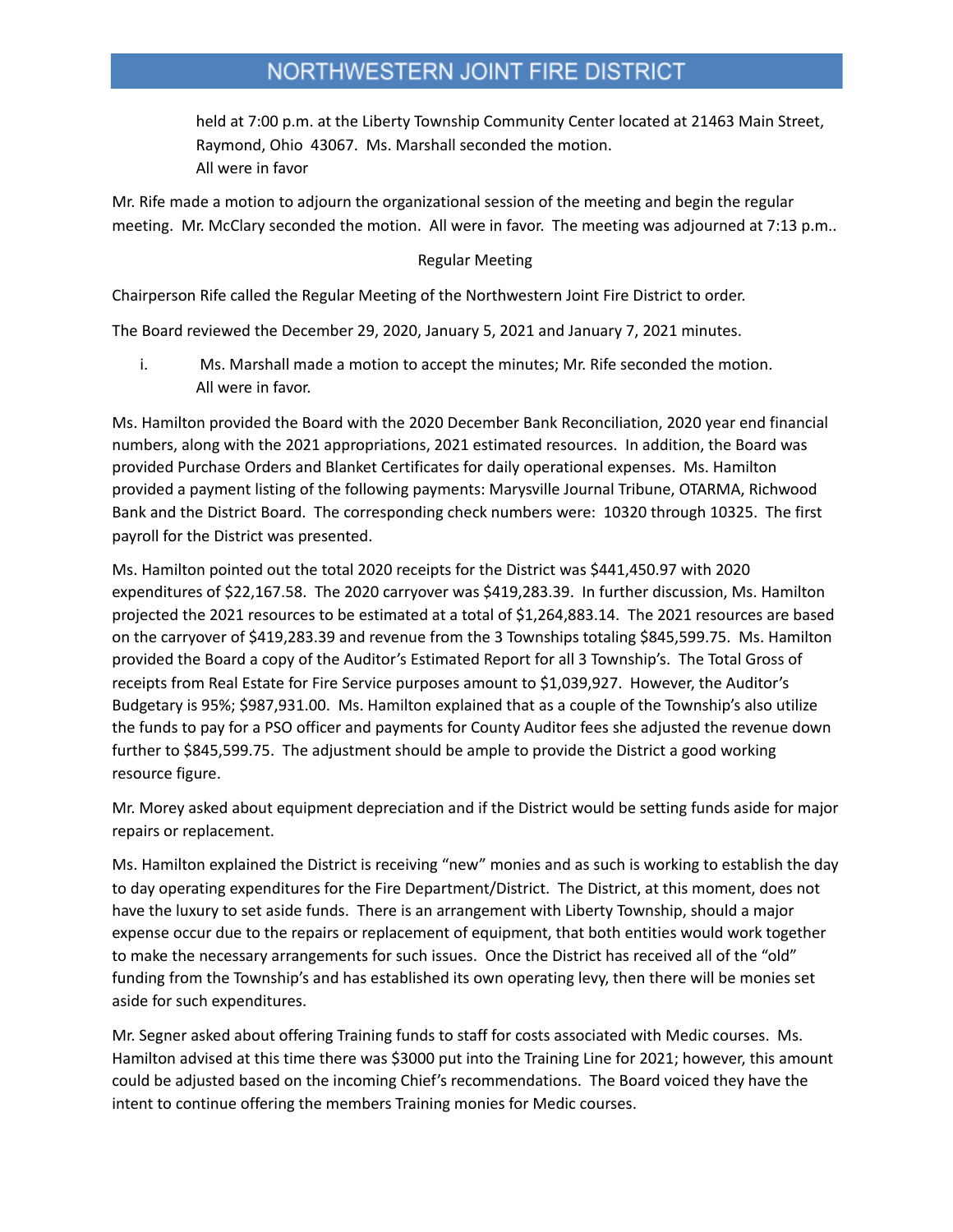held at 7:00 p.m. at the Liberty Township Community Center located at 21463 Main Street, Raymond, Ohio 43067. Ms. Marshall seconded the motion.
All were in favor

Mr. Rife made a motion to adjourn the organizational session of the meeting and begin the regular meeting. Mr. McClary seconded the motion. All were in favor. The meeting was adjourned at 7:13 p.m..

Regular Meeting

Chairperson Rife called the Regular Meeting of the Northwestern Joint Fire District to order.

The Board reviewed the December 29, 2020, January 5, 2021 and January 7, 2021 minutes.

i. Ms. Marshall made a motion to accept the minutes; Mr. Rife seconded the motion. All were in favor.

Ms. Hamilton provided the Board with the 2020 December Bank Reconciliation, 2020 year end financial numbers, along with the 2021 appropriations, 2021 estimated resources. In addition, the Board was provided Purchase Orders and Blanket Certificates for daily operational expenses. Ms. Hamilton provided a payment listing of the following payments: Marysville Journal Tribune, OTARMA, Richwood Bank and the District Board. The corresponding check numbers were: 10320 through 10325. The first payroll for the District was presented.

Ms. Hamilton pointed out the total 2020 receipts for the District was $441,450.97 with 2020 expenditures of $22,167.58. The 2020 carryover was $419,283.39. In further discussion, Ms. Hamilton projected the 2021 resources to be estimated at a total of $1,264,883.14. The 2021 resources are based on the carryover of $419,283.39 and revenue from the 3 Townships totaling $845,599.75. Ms. Hamilton provided the Board a copy of the Auditor's Estimated Report for all 3 Township's. The Total Gross of receipts from Real Estate for Fire Service purposes amount to $1,039,927. However, the Auditor's Budgetary is 95%; $987,931.00. Ms. Hamilton explained that as a couple of the Township's also utilize the funds to pay for a PSO officer and payments for County Auditor fees she adjusted the revenue down further to $845,599.75. The adjustment should be ample to provide the District a good working resource figure.

Mr. Morey asked about equipment depreciation and if the District would be setting funds aside for major repairs or replacement.

Ms. Hamilton explained the District is receiving "new" monies and as such is working to establish the day to day operating expenditures for the Fire Department/District. The District, at this moment, does not have the luxury to set aside funds. There is an arrangement with Liberty Township, should a major expense occur due to the repairs or replacement of equipment, that both entities would work together to make the necessary arrangements for such issues. Once the District has received all of the "old" funding from the Township's and has established its own operating levy, then there will be monies set aside for such expenditures.

Mr. Segner asked about offering Training funds to staff for costs associated with Medic courses. Ms. Hamilton advised at this time there was $3000 put into the Training Line for 2021; however, this amount could be adjusted based on the incoming Chief's recommendations. The Board voiced they have the intent to continue offering the members Training monies for Medic courses.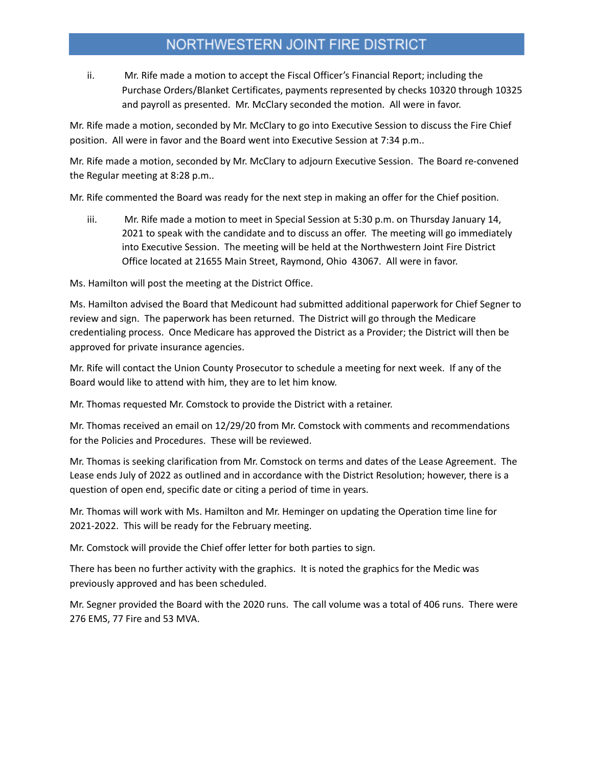ii. Mr. Rife made a motion to accept the Fiscal Officer's Financial Report; including the Purchase Orders/Blanket Certificates, payments represented by checks 10320 through 10325 and payroll as presented. Mr. McClary seconded the motion. All were in favor.

Mr. Rife made a motion, seconded by Mr. McClary to go into Executive Session to discuss the Fire Chief position. All were in favor and the Board went into Executive Session at 7:34 p.m..

Mr. Rife made a motion, seconded by Mr. McClary to adjourn Executive Session. The Board re-convened the Regular meeting at 8:28 p.m..

Mr. Rife commented the Board was ready for the next step in making an offer for the Chief position.

iii. Mr. Rife made a motion to meet in Special Session at 5:30 p.m. on Thursday January 14, 2021 to speak with the candidate and to discuss an offer. The meeting will go immediately into Executive Session. The meeting will be held at the Northwestern Joint Fire District Office located at 21655 Main Street, Raymond, Ohio 43067. All were in favor.

Ms. Hamilton will post the meeting at the District Office.

Ms. Hamilton advised the Board that Medicount had submitted additional paperwork for Chief Segner to review and sign. The paperwork has been returned. The District will go through the Medicare credentialing process. Once Medicare has approved the District as a Provider; the District will then be approved for private insurance agencies.

Mr. Rife will contact the Union County Prosecutor to schedule a meeting for next week. If any of the Board would like to attend with him, they are to let him know.

Mr. Thomas requested Mr. Comstock to provide the District with a retainer.

Mr. Thomas received an email on 12/29/20 from Mr. Comstock with comments and recommendations for the Policies and Procedures. These will be reviewed.

Mr. Thomas is seeking clarification from Mr. Comstock on terms and dates of the Lease Agreement. The Lease ends July of 2022 as outlined and in accordance with the District Resolution; however, there is a question of open end, specific date or citing a period of time in years.

Mr. Thomas will work with Ms. Hamilton and Mr. Heminger on updating the Operation time line for 2021-2022. This will be ready for the February meeting.

Mr. Comstock will provide the Chief offer letter for both parties to sign.

There has been no further activity with the graphics. It is noted the graphics for the Medic was previously approved and has been scheduled.

Mr. Segner provided the Board with the 2020 runs. The call volume was a total of 406 runs. There were 276 EMS, 77 Fire and 53 MVA.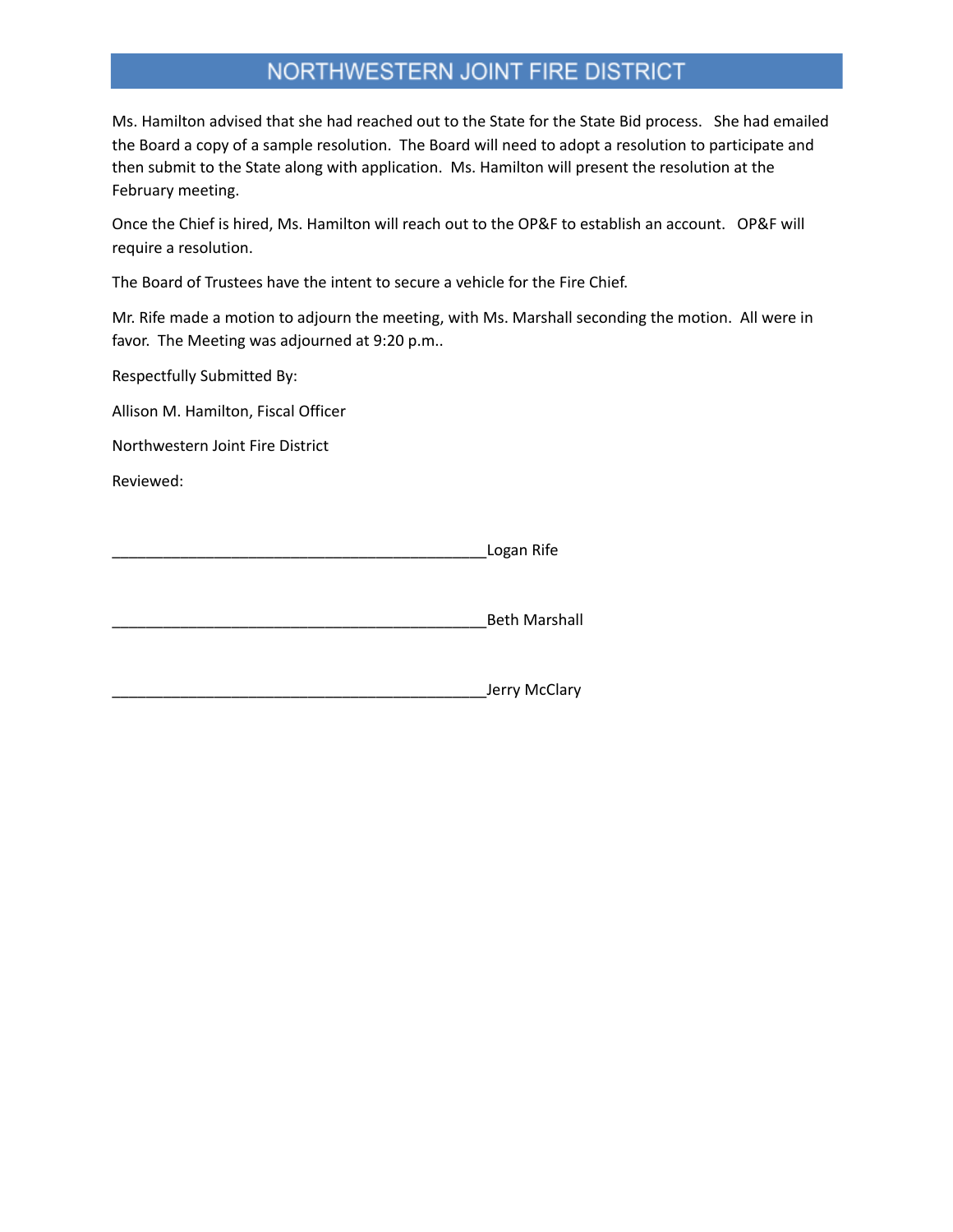Ms. Hamilton advised that she had reached out to the State for the State Bid process. She had emailed the Board a copy of a sample resolution. The Board will need to adopt a resolution to participate and then submit to the State along with application. Ms. Hamilton will present the resolution at the February meeting.

Once the Chief is hired, Ms. Hamilton will reach out to the OP&F to establish an account. OP&F will require a resolution.

The Board of Trustees have the intent to secure a vehicle for the Fire Chief.

Mr. Rife made a motion to adjourn the meeting, with Ms. Marshall seconding the motion. All were in favor. The Meeting was adjourned at 9:20 p.m..

Respectfully Submitted By:

Allison M. Hamilton, Fiscal Officer

Northwestern Joint Fire District

Reviewed:

_____________________________________________Logan Rife

_____________________________________________Beth Marshall

_____________________________________________Jerry McClary